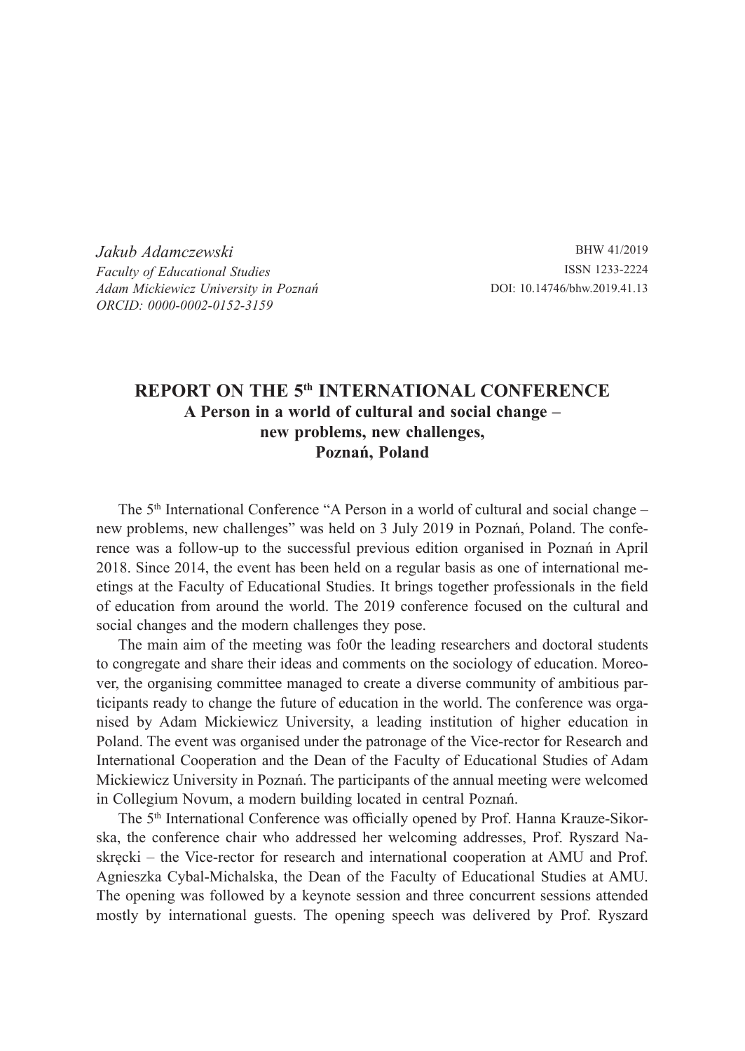*Jakub Adamczewski*
*Faculty of Educational Studies*
*Adam Mickiewicz University in Poznań*
*ORCID: 0000-0002-0152-3159*

BHW 41/2019
ISSN 1233-2224
DOI: 10.14746/bhw.2019.41.13

# REPORT ON THE 5th INTERNATIONAL CONFERENCE

## A Person in a world of cultural and social change – new problems, new challenges, Poznań, Poland

The 5th International Conference "A Person in a world of cultural and social change – new problems, new challenges" was held on 3 July 2019 in Poznań, Poland. The conference was a follow-up to the successful previous edition organised in Poznań in April 2018. Since 2014, the event has been held on a regular basis as one of international meetings at the Faculty of Educational Studies. It brings together professionals in the field of education from around the world. The 2019 conference focused on the cultural and social changes and the modern challenges they pose.

The main aim of the meeting was fo0r the leading researchers and doctoral students to congregate and share their ideas and comments on the sociology of education. Moreover, the organising committee managed to create a diverse community of ambitious participants ready to change the future of education in the world. The conference was organised by Adam Mickiewicz University, a leading institution of higher education in Poland. The event was organised under the patronage of the Vice-rector for Research and International Cooperation and the Dean of the Faculty of Educational Studies of Adam Mickiewicz University in Poznań. The participants of the annual meeting were welcomed in Collegium Novum, a modern building located in central Poznań.

The 5th International Conference was officially opened by Prof. Hanna Krauze-Sikorska, the conference chair who addressed her welcoming addresses, Prof. Ryszard Naskręcki – the Vice-rector for research and international cooperation at AMU and Prof. Agnieszka Cybal-Michalska, the Dean of the Faculty of Educational Studies at AMU. The opening was followed by a keynote session and three concurrent sessions attended mostly by international guests. The opening speech was delivered by Prof. Ryszard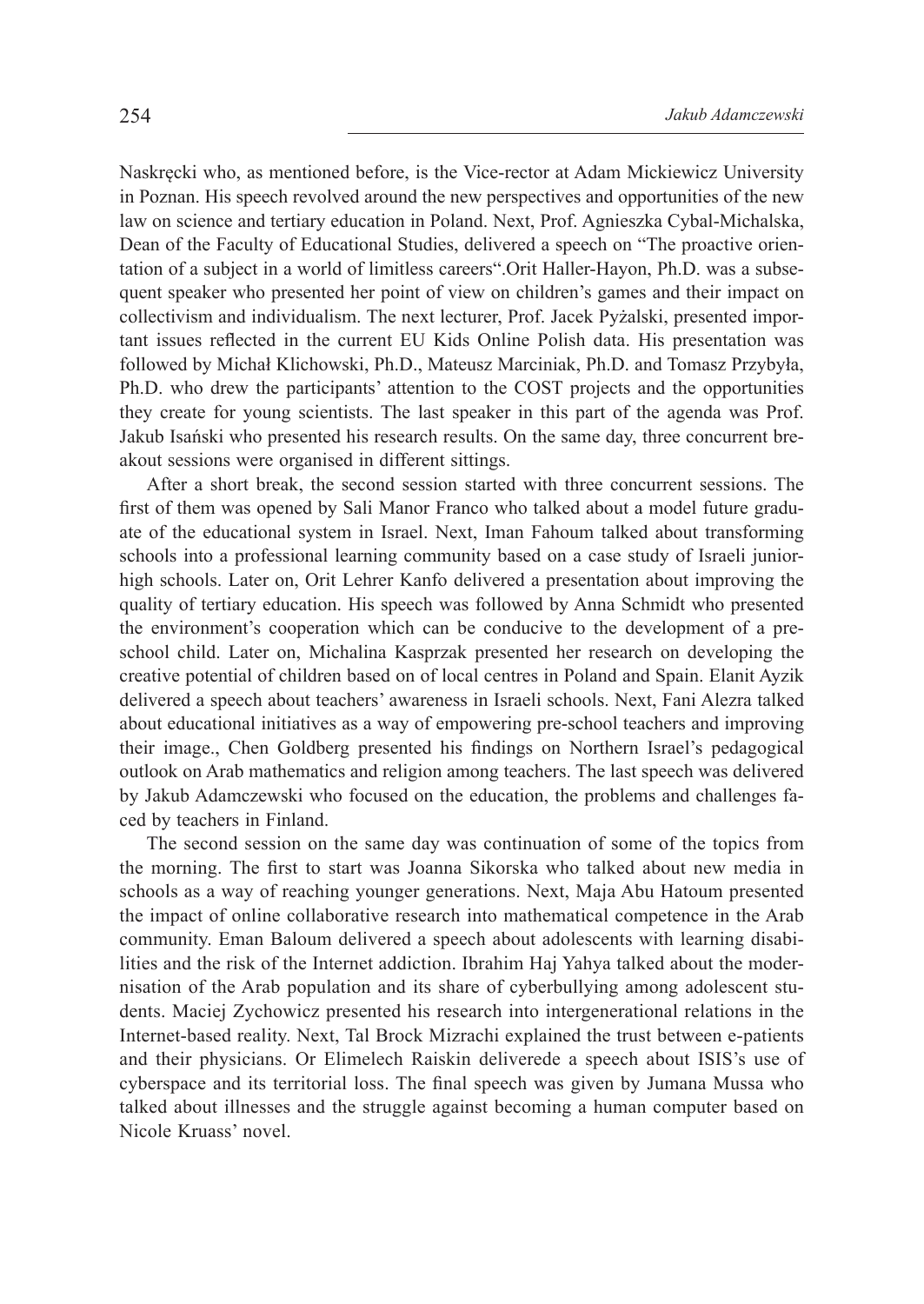Naskręcki who, as mentioned before, is the Vice-rector at Adam Mickiewicz University in Poznan. His speech revolved around the new perspectives and opportunities of the new law on science and tertiary education in Poland. Next, Prof. Agnieszka Cybal-Michalska, Dean of the Faculty of Educational Studies, delivered a speech on "The proactive orientation of a subject in a world of limitless careers".Orit Haller-Hayon, Ph.D. was a subsequent speaker who presented her point of view on children's games and their impact on collectivism and individualism. The next lecturer, Prof. Jacek Pyżalski, presented important issues reflected in the current EU Kids Online Polish data. His presentation was followed by Michał Klichowski, Ph.D., Mateusz Marciniak, Ph.D. and Tomasz Przybyła, Ph.D. who drew the participants' attention to the COST projects and the opportunities they create for young scientists. The last speaker in this part of the agenda was Prof. Jakub Isański who presented his research results. On the same day, three concurrent breakout sessions were organised in different sittings.

After a short break, the second session started with three concurrent sessions. The first of them was opened by Sali Manor Franco who talked about a model future graduate of the educational system in Israel. Next, Iman Fahoum talked about transforming schools into a professional learning community based on a case study of Israeli junior-high schools. Later on, Orit Lehrer Kanfo delivered a presentation about improving the quality of tertiary education. His speech was followed by Anna Schmidt who presented the environment's cooperation which can be conducive to the development of a pre-school child. Later on, Michalina Kasprzak presented her research on developing the creative potential of children based on of local centres in Poland and Spain. Elanit Ayzik delivered a speech about teachers' awareness in Israeli schools. Next, Fani Alezra talked about educational initiatives as a way of empowering pre-school teachers and improving their image., Chen Goldberg presented his findings on Northern Israel's pedagogical outlook on Arab mathematics and religion among teachers. The last speech was delivered by Jakub Adamczewski who focused on the education, the problems and challenges faced by teachers in Finland.

The second session on the same day was continuation of some of the topics from the morning. The first to start was Joanna Sikorska who talked about new media in schools as a way of reaching younger generations. Next, Maja Abu Hatoum presented the impact of online collaborative research into mathematical competence in the Arab community. Eman Baloum delivered a speech about adolescents with learning disabilities and the risk of the Internet addiction. Ibrahim Haj Yahya talked about the modernisation of the Arab population and its share of cyberbullying among adolescent students. Maciej Zychowicz presented his research into intergenerational relations in the Internet-based reality. Next, Tal Brock Mizrachi explained the trust between e-patients and their physicians. Or Elimelech Raiskin deliverede a speech about ISIS's use of cyberspace and its territorial loss. The final speech was given by Jumana Mussa who talked about illnesses and the struggle against becoming a human computer based on Nicole Kruass' novel.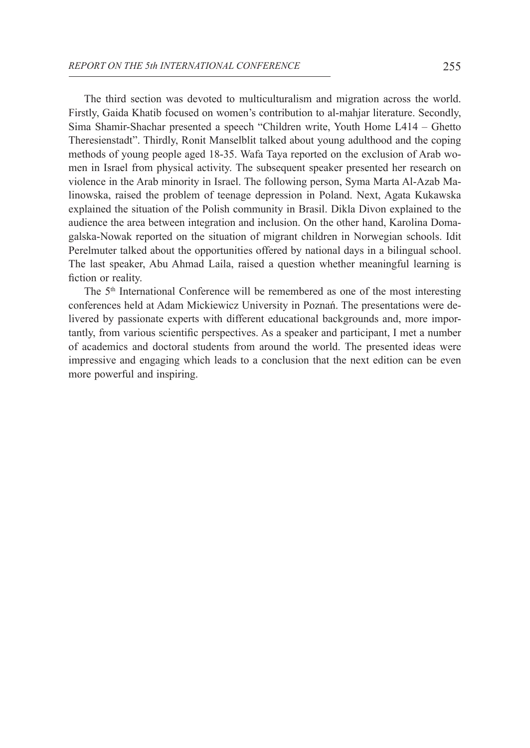The third section was devoted to multiculturalism and migration across the world. Firstly, Gaida Khatib focused on women's contribution to al-mahjar literature. Secondly, Sima Shamir-Shachar presented a speech "Children write, Youth Home L414 – Ghetto Theresienstadt". Thirdly, Ronit Manselblit talked about young adulthood and the coping methods of young people aged 18-35. Wafa Taya reported on the exclusion of Arab women in Israel from physical activity. The subsequent speaker presented her research on violence in the Arab minority in Israel. The following person, Syma Marta Al-Azab Malinowska, raised the problem of teenage depression in Poland. Next, Agata Kukawska explained the situation of the Polish community in Brasil. Dikla Divon explained to the audience the area between integration and inclusion. On the other hand, Karolina Domagalska-Nowak reported on the situation of migrant children in Norwegian schools. Idit Perelmuter talked about the opportunities offered by national days in a bilingual school. The last speaker, Abu Ahmad Laila, raised a question whether meaningful learning is fiction or reality.

The 5th International Conference will be remembered as one of the most interesting conferences held at Adam Mickiewicz University in Poznań. The presentations were delivered by passionate experts with different educational backgrounds and, more importantly, from various scientific perspectives. As a speaker and participant, I met a number of academics and doctoral students from around the world. The presented ideas were impressive and engaging which leads to a conclusion that the next edition can be even more powerful and inspiring.